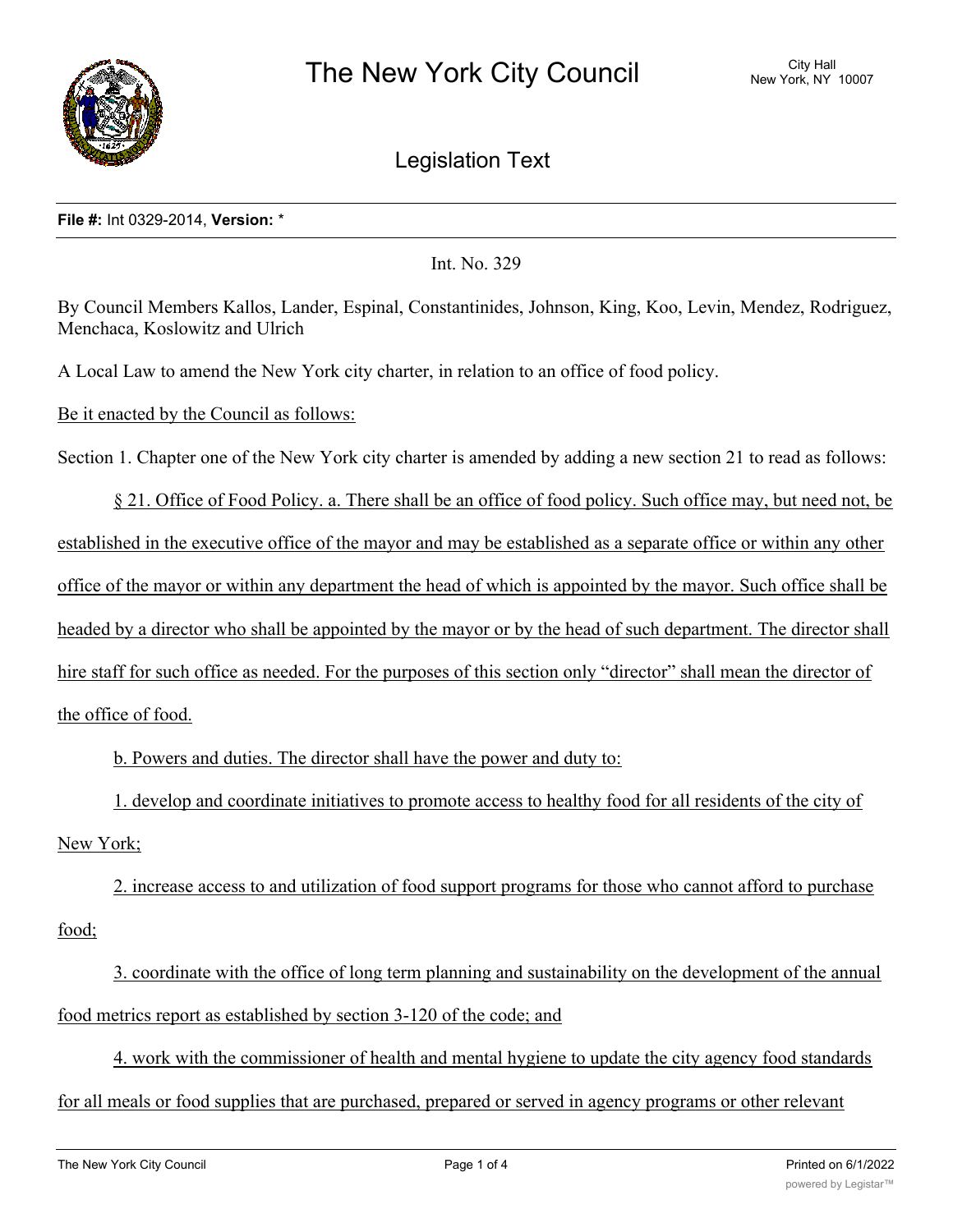# The New York City Council

City Hall
New York, NY 10007

## Legislation Text

**File #:** Int 0329-2014, **Version:** *

Int. No. 329

By Council Members Kallos, Lander, Espinal, Constantinides, Johnson, King, Koo, Levin, Mendez, Rodriguez, Menchaca, Koslowitz and Ulrich

A Local Law to amend the New York city charter, in relation to an office of food policy.

Be it enacted by the Council as follows:

Section 1. Chapter one of the New York city charter is amended by adding a new section 21 to read as follows:

§ 21. Office of Food Policy. a. There shall be an office of food policy. Such office may, but need not, be established in the executive office of the mayor and may be established as a separate office or within any other office of the mayor or within any department the head of which is appointed by the mayor. Such office shall be headed by a director who shall be appointed by the mayor or by the head of such department. The director shall hire staff for such office as needed. For the purposes of this section only "director" shall mean the director of the office of food.

b. Powers and duties. The director shall have the power and duty to:

1. develop and coordinate initiatives to promote access to healthy food for all residents of the city of New York;

2. increase access to and utilization of food support programs for those who cannot afford to purchase food;

3. coordinate with the office of long term planning and sustainability on the development of the annual food metrics report as established by section 3-120 of the code; and

4. work with the commissioner of health and mental hygiene to update the city agency food standards for all meals or food supplies that are purchased, prepared or served in agency programs or other relevant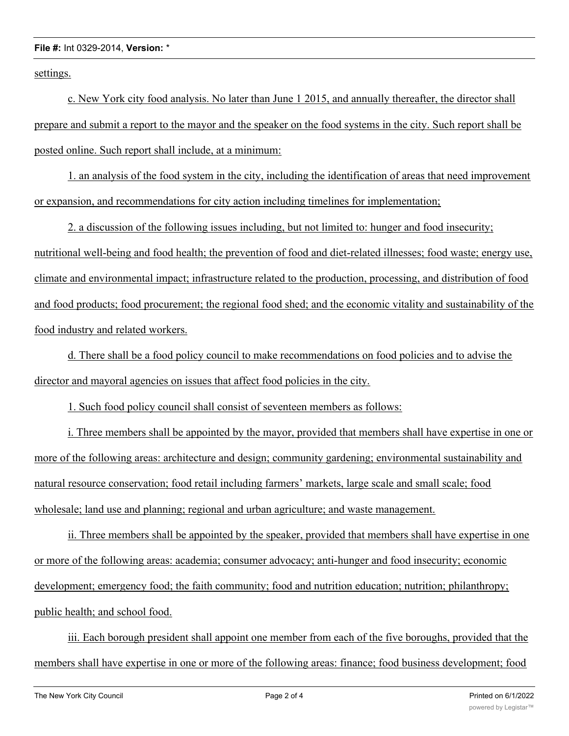settings.

c. New York city food analysis. No later than June 1 2015, and annually thereafter, the director shall prepare and submit a report to the mayor and the speaker on the food systems in the city. Such report shall be posted online. Such report shall include, at a minimum:

1. an analysis of the food system in the city, including the identification of areas that need improvement or expansion, and recommendations for city action including timelines for implementation;

2. a discussion of the following issues including, but not limited to: hunger and food insecurity; nutritional well-being and food health; the prevention of food and diet-related illnesses; food waste; energy use, climate and environmental impact; infrastructure related to the production, processing, and distribution of food and food products; food procurement; the regional food shed; and the economic vitality and sustainability of the food industry and related workers.

d. There shall be a food policy council to make recommendations on food policies and to advise the director and mayoral agencies on issues that affect food policies in the city.

1. Such food policy council shall consist of seventeen members as follows:

i. Three members shall be appointed by the mayor, provided that members shall have expertise in one or more of the following areas: architecture and design; community gardening; environmental sustainability and natural resource conservation; food retail including farmers' markets, large scale and small scale; food wholesale; land use and planning; regional and urban agriculture; and waste management.

ii. Three members shall be appointed by the speaker, provided that members shall have expertise in one or more of the following areas: academia; consumer advocacy; anti-hunger and food insecurity; economic development; emergency food; the faith community; food and nutrition education; nutrition; philanthropy; public health; and school food.

iii. Each borough president shall appoint one member from each of the five boroughs, provided that the members shall have expertise in one or more of the following areas: finance; food business development; food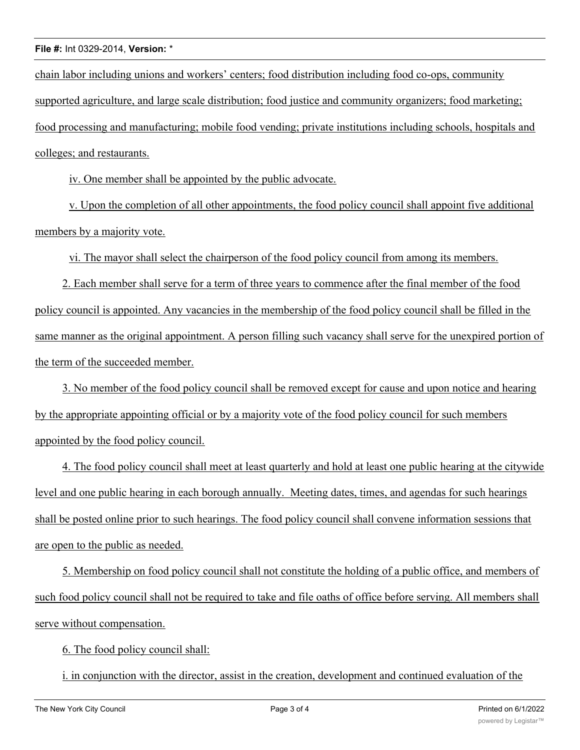chain labor including unions and workers' centers; food distribution including food co-ops, community supported agriculture, and large scale distribution; food justice and community organizers; food marketing; food processing and manufacturing; mobile food vending; private institutions including schools, hospitals and colleges; and restaurants.

iv. One member shall be appointed by the public advocate.

v. Upon the completion of all other appointments, the food policy council shall appoint five additional members by a majority vote.

vi. The mayor shall select the chairperson of the food policy council from among its members.

2. Each member shall serve for a term of three years to commence after the final member of the food policy council is appointed. Any vacancies in the membership of the food policy council shall be filled in the same manner as the original appointment. A person filling such vacancy shall serve for the unexpired portion of the term of the succeeded member.

3. No member of the food policy council shall be removed except for cause and upon notice and hearing by the appropriate appointing official or by a majority vote of the food policy council for such members appointed by the food policy council.

4. The food policy council shall meet at least quarterly and hold at least one public hearing at the citywide level and one public hearing in each borough annually. Meeting dates, times, and agendas for such hearings shall be posted online prior to such hearings. The food policy council shall convene information sessions that are open to the public as needed.

5. Membership on food policy council shall not constitute the holding of a public office, and members of such food policy council shall not be required to take and file oaths of office before serving. All members shall serve without compensation.

6. The food policy council shall:

i. in conjunction with the director, assist in the creation, development and continued evaluation of the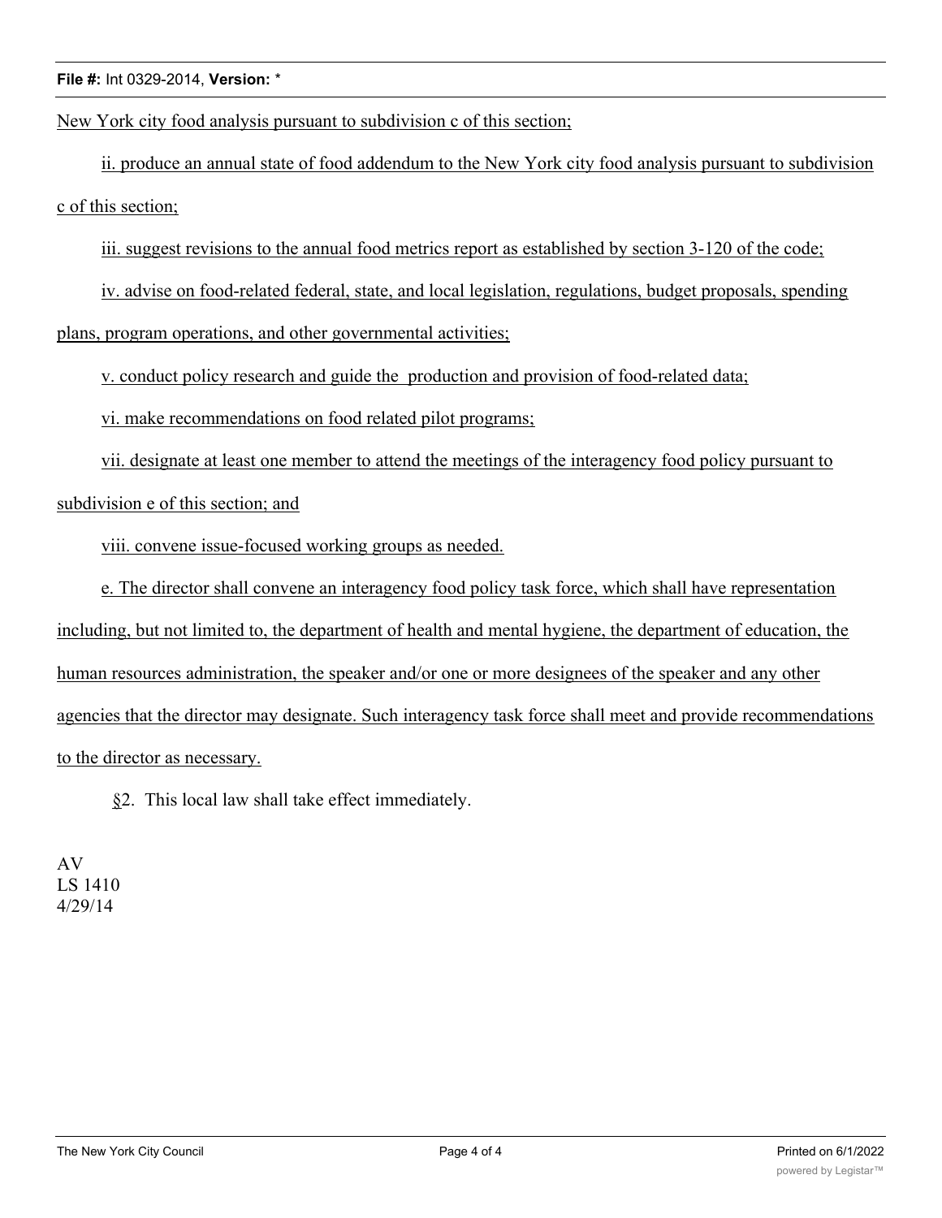New York city food analysis pursuant to subdivision c of this section;

ii. produce an annual state of food addendum to the New York city food analysis pursuant to subdivision c of this section;

iii. suggest revisions to the annual food metrics report as established by section 3-120 of the code;

iv. advise on food-related federal, state, and local legislation, regulations, budget proposals, spending plans, program operations, and other governmental activities;

v. conduct policy research and guide the production and provision of food-related data;

vi. make recommendations on food related pilot programs;

vii. designate at least one member to attend the meetings of the interagency food policy pursuant to subdivision e of this section; and

viii. convene issue-focused working groups as needed.

e. The director shall convene an interagency food policy task force, which shall have representation including, but not limited to, the department of health and mental hygiene, the department of education, the human resources administration, the speaker and/or one or more designees of the speaker and any other agencies that the director may designate. Such interagency task force shall meet and provide recommendations to the director as necessary.

§2. This local law shall take effect immediately.

AV
LS 1410
4/29/14